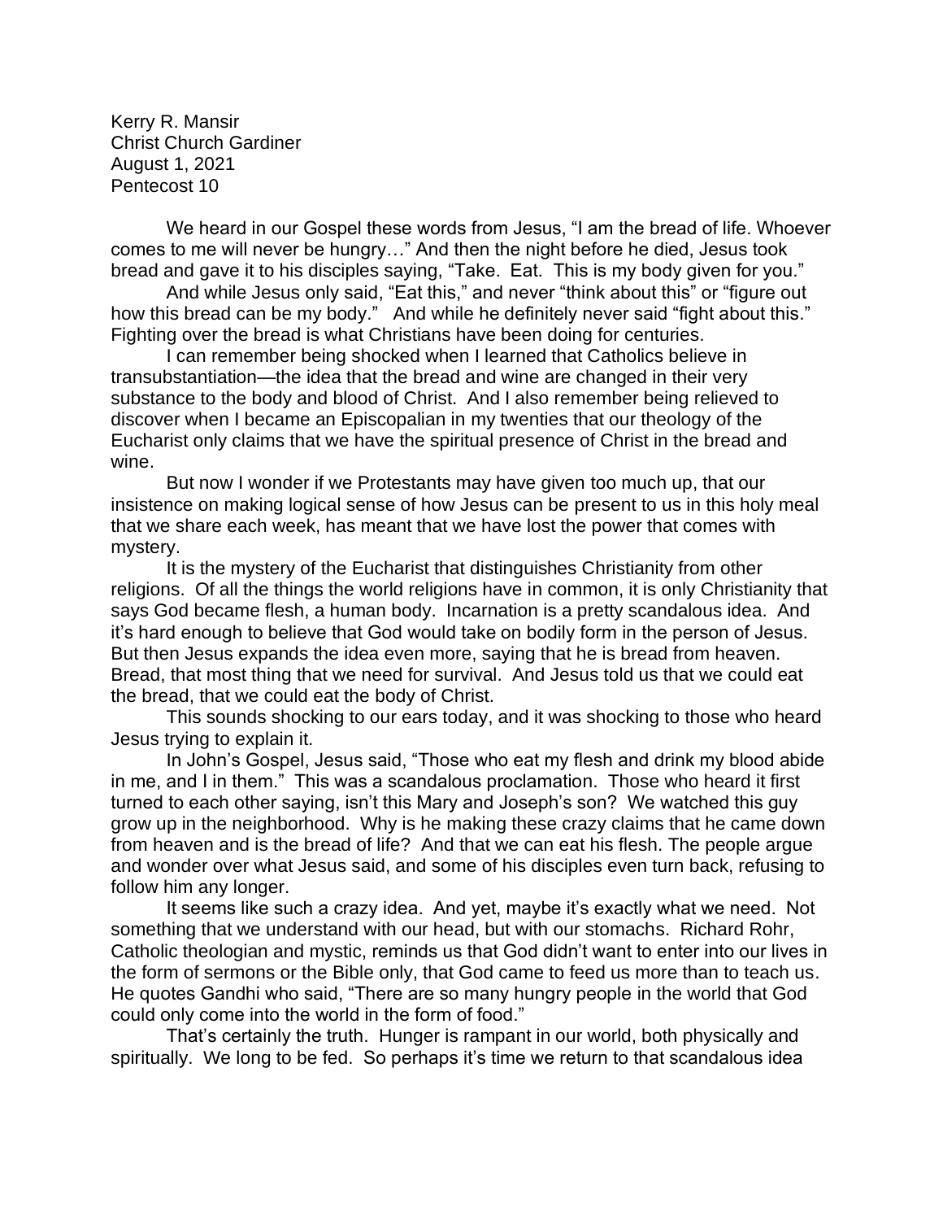Kerry R. Mansir
Christ Church Gardiner
August 1, 2021
Pentecost 10

We heard in our Gospel these words from Jesus, "I am the bread of life. Whoever comes to me will never be hungry…" And then the night before he died, Jesus took bread and gave it to his disciples saying, "Take. Eat. This is my body given for you."

And while Jesus only said, "Eat this," and never "think about this" or "figure out how this bread can be my body." And while he definitely never said "fight about this." Fighting over the bread is what Christians have been doing for centuries.

I can remember being shocked when I learned that Catholics believe in transubstantiation—the idea that the bread and wine are changed in their very substance to the body and blood of Christ. And I also remember being relieved to discover when I became an Episcopalian in my twenties that our theology of the Eucharist only claims that we have the spiritual presence of Christ in the bread and wine.

But now I wonder if we Protestants may have given too much up, that our insistence on making logical sense of how Jesus can be present to us in this holy meal that we share each week, has meant that we have lost the power that comes with mystery.

It is the mystery of the Eucharist that distinguishes Christianity from other religions. Of all the things the world religions have in common, it is only Christianity that says God became flesh, a human body. Incarnation is a pretty scandalous idea. And it's hard enough to believe that God would take on bodily form in the person of Jesus. But then Jesus expands the idea even more, saying that he is bread from heaven. Bread, that most thing that we need for survival. And Jesus told us that we could eat the bread, that we could eat the body of Christ.

This sounds shocking to our ears today, and it was shocking to those who heard Jesus trying to explain it.

In John's Gospel, Jesus said, "Those who eat my flesh and drink my blood abide in me, and I in them." This was a scandalous proclamation. Those who heard it first turned to each other saying, isn't this Mary and Joseph's son? We watched this guy grow up in the neighborhood. Why is he making these crazy claims that he came down from heaven and is the bread of life? And that we can eat his flesh. The people argue and wonder over what Jesus said, and some of his disciples even turn back, refusing to follow him any longer.

It seems like such a crazy idea. And yet, maybe it's exactly what we need. Not something that we understand with our head, but with our stomachs. Richard Rohr, Catholic theologian and mystic, reminds us that God didn't want to enter into our lives in the form of sermons or the Bible only, that God came to feed us more than to teach us. He quotes Gandhi who said, "There are so many hungry people in the world that God could only come into the world in the form of food."

That's certainly the truth. Hunger is rampant in our world, both physically and spiritually. We long to be fed. So perhaps it's time we return to that scandalous idea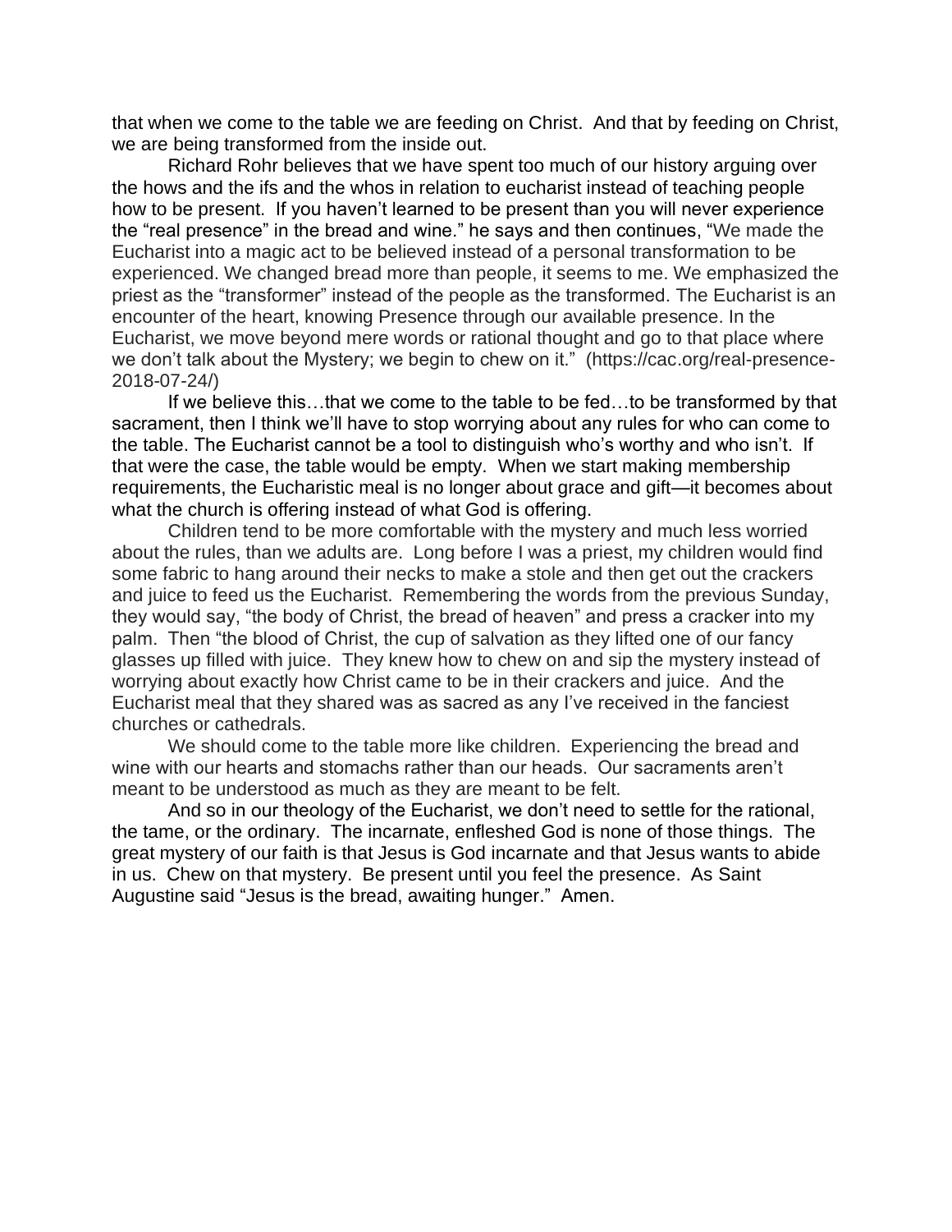that when we come to the table we are feeding on Christ. And that by feeding on Christ, we are being transformed from the inside out.

Richard Rohr believes that we have spent too much of our history arguing over the hows and the ifs and the whos in relation to eucharist instead of teaching people how to be present. If you haven't learned to be present than you will never experience the "real presence" in the bread and wine." he says and then continues, "We made the Eucharist into a magic act to be believed instead of a personal transformation to be experienced. We changed bread more than people, it seems to me. We emphasized the priest as the "transformer" instead of the people as the transformed. The Eucharist is an encounter of the heart, knowing Presence through our available presence. In the Eucharist, we move beyond mere words or rational thought and go to that place where we don't talk about the Mystery; we begin to chew on it." (https://cac.org/real-presence-2018-07-24/)

If we believe this…that we come to the table to be fed…to be transformed by that sacrament, then I think we'll have to stop worrying about any rules for who can come to the table. The Eucharist cannot be a tool to distinguish who's worthy and who isn't. If that were the case, the table would be empty. When we start making membership requirements, the Eucharistic meal is no longer about grace and gift—it becomes about what the church is offering instead of what God is offering.

Children tend to be more comfortable with the mystery and much less worried about the rules, than we adults are. Long before I was a priest, my children would find some fabric to hang around their necks to make a stole and then get out the crackers and juice to feed us the Eucharist. Remembering the words from the previous Sunday, they would say, "the body of Christ, the bread of heaven" and press a cracker into my palm. Then "the blood of Christ, the cup of salvation as they lifted one of our fancy glasses up filled with juice. They knew how to chew on and sip the mystery instead of worrying about exactly how Christ came to be in their crackers and juice. And the Eucharist meal that they shared was as sacred as any I've received in the fanciest churches or cathedrals.

We should come to the table more like children. Experiencing the bread and wine with our hearts and stomachs rather than our heads. Our sacraments aren't meant to be understood as much as they are meant to be felt.

And so in our theology of the Eucharist, we don't need to settle for the rational, the tame, or the ordinary. The incarnate, enfleshed God is none of those things. The great mystery of our faith is that Jesus is God incarnate and that Jesus wants to abide in us. Chew on that mystery. Be present until you feel the presence. As Saint Augustine said "Jesus is the bread, awaiting hunger." Amen.